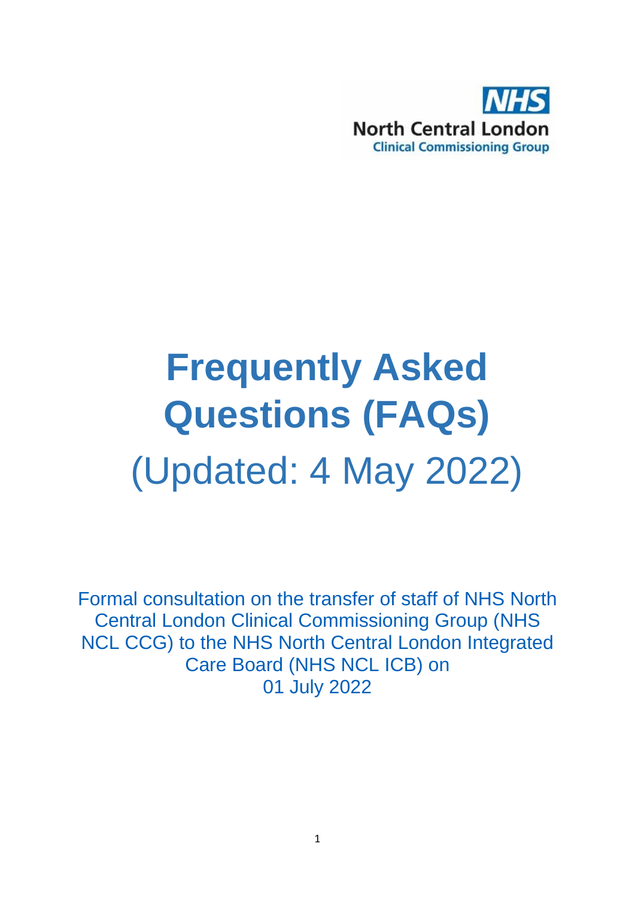NHS
North Central London
Clinical Commissioning Group

# Frequently Asked Questions (FAQs)

(Updated: 4 May 2022)

Formal consultation on the transfer of staff of NHS North Central London Clinical Commissioning Group (NHS NCL CCG) to the NHS North Central London Integrated Care Board (NHS NCL ICB) on 01 July 2022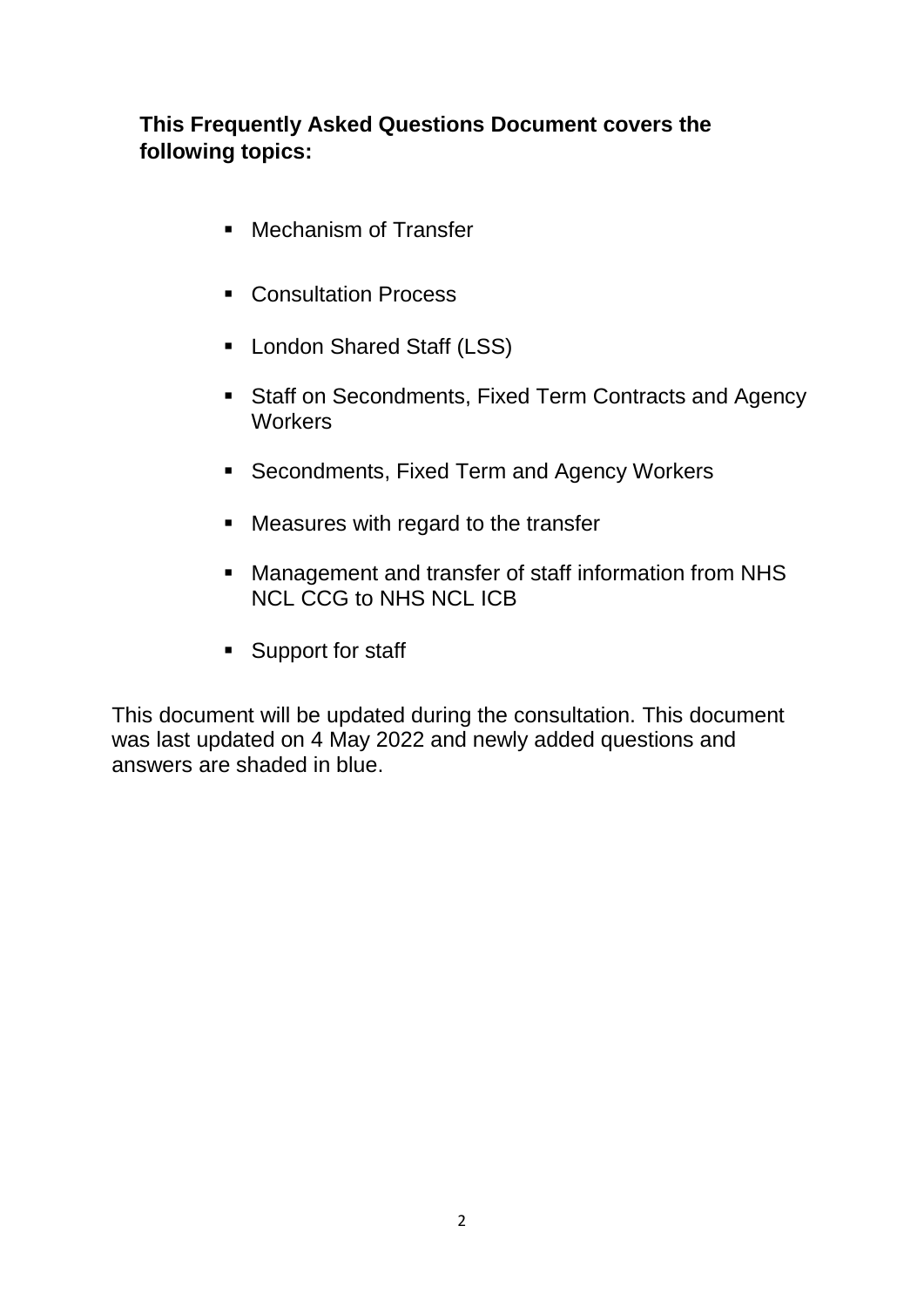**This Frequently Asked Questions Document covers the following topics:**

- Mechanism of Transfer
- Consultation Process
- London Shared Staff (LSS)
- Staff on Secondments, Fixed Term Contracts and Agency Workers
- Secondments, Fixed Term and Agency Workers
- Measures with regard to the transfer
- Management and transfer of staff information from NHS NCL CCG to NHS NCL ICB
- Support for staff

This document will be updated during the consultation. This document was last updated on 4 May 2022 and newly added questions and answers are shaded in blue.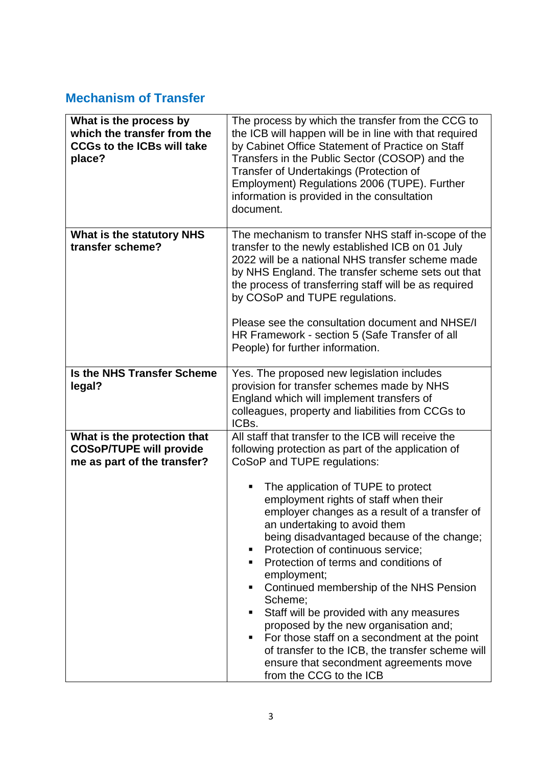## Mechanism of Transfer

| | |
|---|---|
| **What is the process by which the transfer from the CCGs to the ICBs will take place?** | The process by which the transfer from the CCG to the ICB will happen will be in line with that required by Cabinet Office Statement of Practice on Staff Transfers in the Public Sector (COSOP) and the Transfer of Undertakings (Protection of Employment) Regulations 2006 (TUPE). Further information is provided in the consultation document. |
| **What is the statutory NHS transfer scheme?** | The mechanism to transfer NHS staff in-scope of the transfer to the newly established ICB on 01 July 2022 will be a national NHS transfer scheme made by NHS England. The transfer scheme sets out that the process of transferring staff will be as required by COSoP and TUPE regulations.<br><br>Please see the consultation document and NHSE/I HR Framework - section 5 (Safe Transfer of all People) for further information. |
| **Is the NHS Transfer Scheme legal?** | Yes. The proposed new legislation includes provision for transfer schemes made by NHS England which will implement transfers of colleagues, property and liabilities from CCGs to ICBs. |
| **What is the protection that COSoP/TUPE will provide me as part of the transfer?** | All staff that transfer to the ICB will receive the following protection as part of the application of CoSoP and TUPE regulations:<br><br>▪ The application of TUPE to protect employment rights of staff when their employer changes as a result of a transfer of an undertaking to avoid them being disadvantaged because of the change;<br>▪ Protection of continuous service;<br>▪ Protection of terms and conditions of employment;<br>▪ Continued membership of the NHS Pension Scheme;<br>▪ Staff will be provided with any measures proposed by the new organisation and;<br>▪ For those staff on a secondment at the point of transfer to the ICB, the transfer scheme will ensure that secondment agreements move from the CCG to the ICB |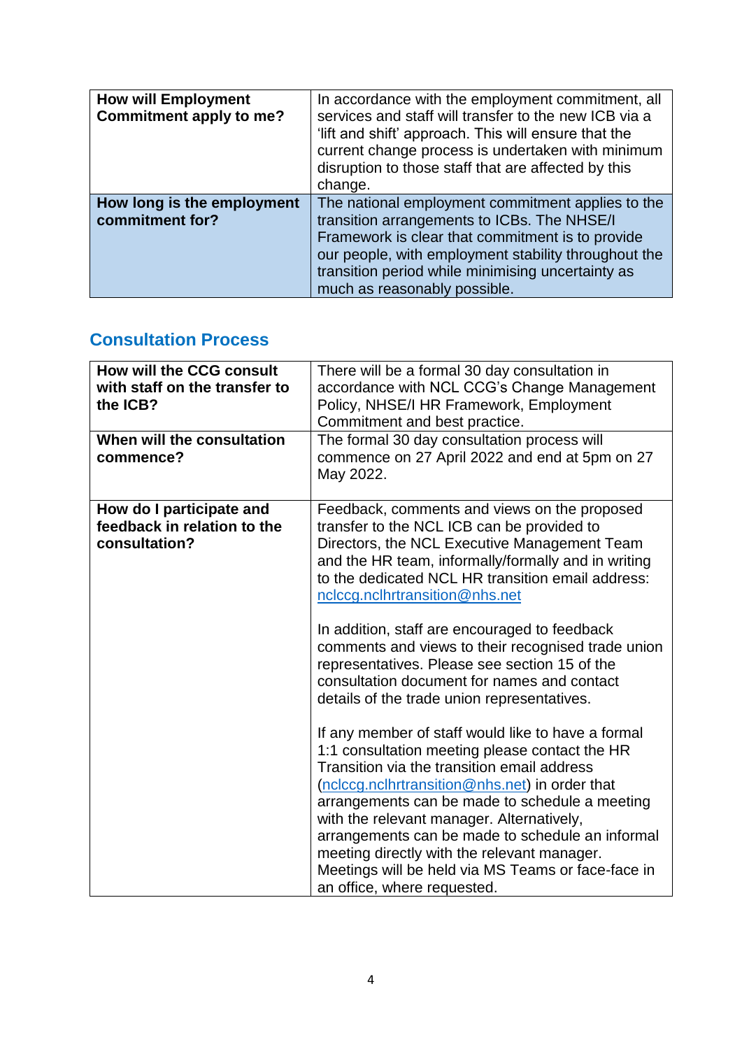| How will Employment Commitment apply to me? | In accordance with the employment commitment, all services and staff will transfer to the new ICB via a 'lift and shift' approach. This will ensure that the current change process is undertaken with minimum disruption to those staff that are affected by this change. |
|---|---|
| **How long is the employment commitment for?** | The national employment commitment applies to the transition arrangements to ICBs. The NHSE/I Framework is clear that commitment is to provide our people, with employment stability throughout the transition period while minimising uncertainty as much as reasonably possible. |

## Consultation Process

| How will the CCG consult with staff on the transfer to the ICB? | There will be a formal 30 day consultation in accordance with NCL CCG's Change Management Policy, NHSE/I HR Framework, Employment Commitment and best practice. |
|---|---|
| **When will the consultation commence?** | The formal 30 day consultation process will commence on 27 April 2022 and end at 5pm on 27 May 2022. |
| **How do I participate and feedback in relation to the consultation?** | Feedback, comments and views on the proposed transfer to the NCL ICB can be provided to Directors, the NCL Executive Management Team and the HR team, informally/formally and in writing to the dedicated NCL HR transition email address: nclccg.nclhrtransition@nhs.net<br><br>In addition, staff are encouraged to feedback comments and views to their recognised trade union representatives. Please see section 15 of the consultation document for names and contact details of the trade union representatives.<br><br>If any member of staff would like to have a formal 1:1 consultation meeting please contact the HR Transition via the transition email address (nclccg.nclhrtransition@nhs.net) in order that arrangements can be made to schedule a meeting with the relevant manager. Alternatively, arrangements can be made to schedule an informal meeting directly with the relevant manager. Meetings will be held via MS Teams or face-face in an office, where requested. |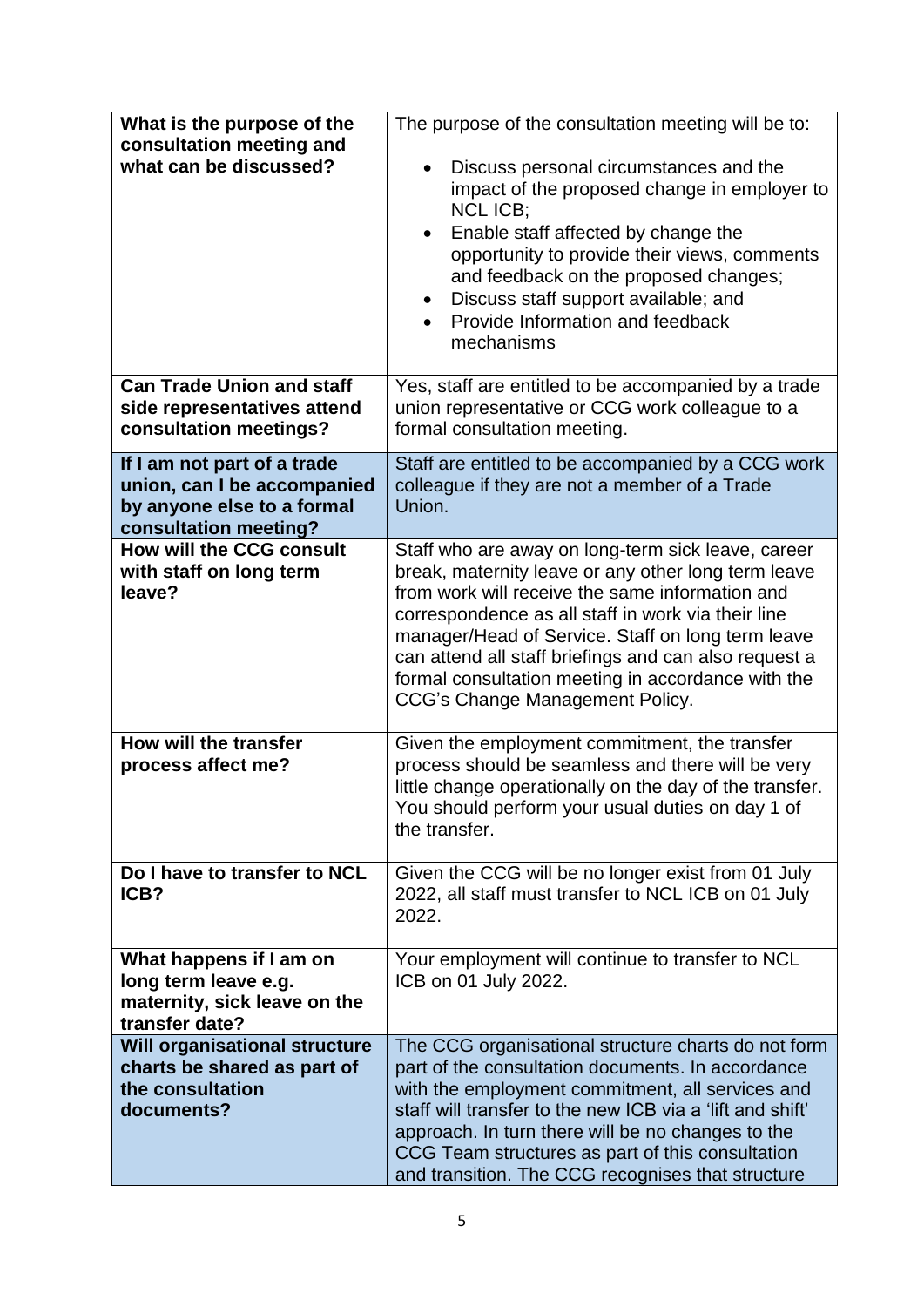| **What is the purpose of the consultation meeting and what can be discussed?** | The purpose of the consultation meeting will be to:<br>• Discuss personal circumstances and the impact of the proposed change in employer to NCL ICB;<br>• Enable staff affected by change the opportunity to provide their views, comments and feedback on the proposed changes;<br>• Discuss staff support available; and<br>• Provide Information and feedback mechanisms |
|---|---|
| **Can Trade Union and staff side representatives attend consultation meetings?** | Yes, staff are entitled to be accompanied by a trade union representative or CCG work colleague to a formal consultation meeting. |
| **If I am not part of a trade union, can I be accompanied by anyone else to a formal consultation meeting?** | Staff are entitled to be accompanied by a CCG work colleague if they are not a member of a Trade Union. |
| **How will the CCG consult with staff on long term leave?** | Staff who are away on long-term sick leave, career break, maternity leave or any other long term leave from work will receive the same information and correspondence as all staff in work via their line manager/Head of Service. Staff on long term leave can attend all staff briefings and can also request a formal consultation meeting in accordance with the CCG's Change Management Policy. |
| **How will the transfer process affect me?** | Given the employment commitment, the transfer process should be seamless and there will be very little change operationally on the day of the transfer. You should perform your usual duties on day 1 of the transfer. |
| **Do I have to transfer to NCL ICB?** | Given the CCG will be no longer exist from 01 July 2022, all staff must transfer to NCL ICB on 01 July 2022. |
| **What happens if I am on long term leave e.g. maternity, sick leave on the transfer date?** | Your employment will continue to transfer to NCL ICB on 01 July 2022. |
| **Will organisational structure charts be shared as part of the consultation documents?** | The CCG organisational structure charts do not form part of the consultation documents. In accordance with the employment commitment, all services and staff will transfer to the new ICB via a 'lift and shift' approach. In turn there will be no changes to the CCG Team structures as part of this consultation and transition. The CCG recognises that structure |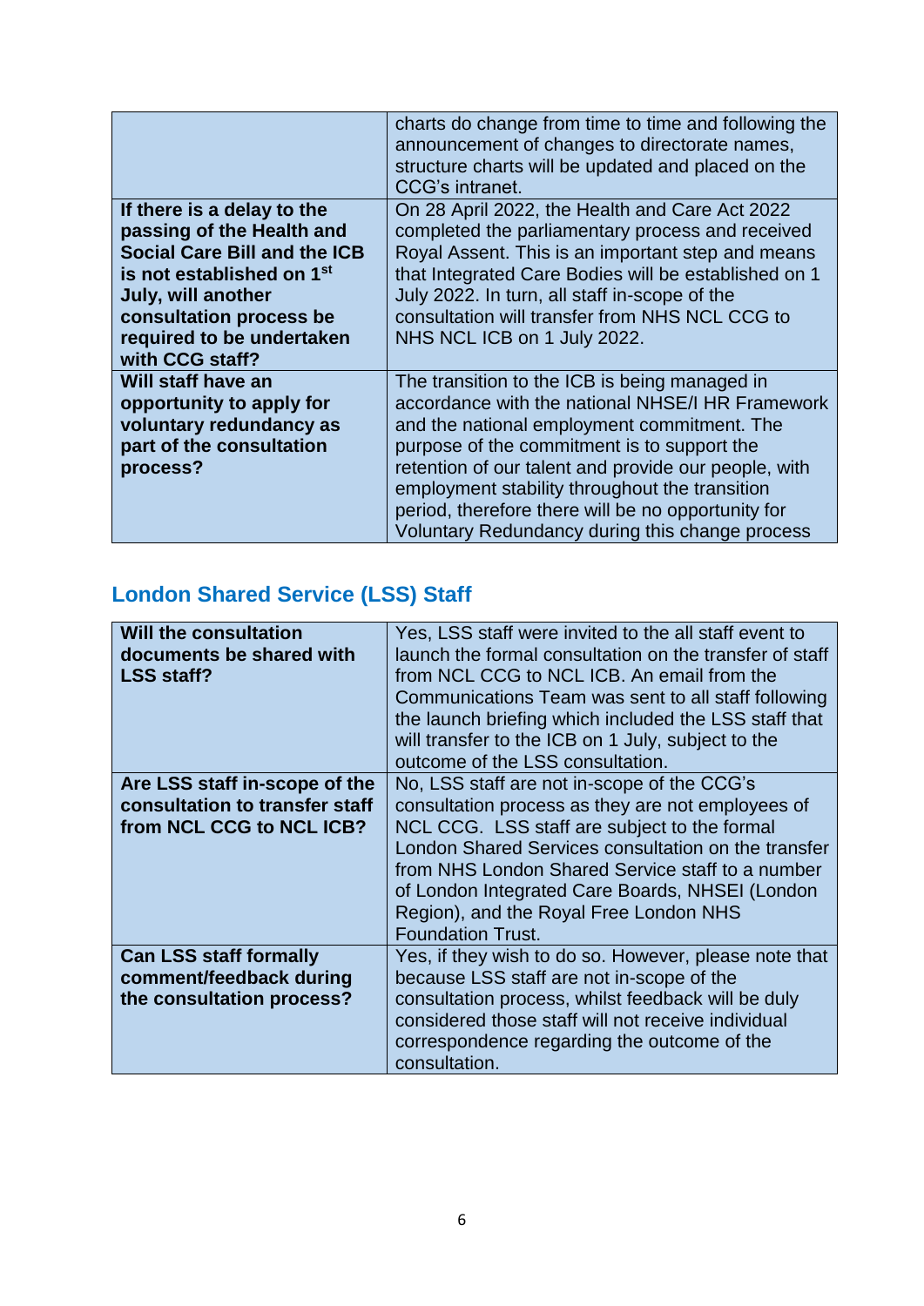| | |
|---|---|
| | charts do change from time to time and following the announcement of changes to directorate names, structure charts will be updated and placed on the CCG's intranet. |
| **If there is a delay to the passing of the Health and Social Care Bill and the ICB is not established on 1st July, will another consultation process be required to be undertaken with CCG staff?** | On 28 April 2022, the Health and Care Act 2022 completed the parliamentary process and received Royal Assent. This is an important step and means that Integrated Care Bodies will be established on 1 July 2022. In turn, all staff in-scope of the consultation will transfer from NHS NCL CCG to NHS NCL ICB on 1 July 2022. |
| **Will staff have an opportunity to apply for voluntary redundancy as part of the consultation process?** | The transition to the ICB is being managed in accordance with the national NHSE/I HR Framework and the national employment commitment. The purpose of the commitment is to support the retention of our talent and provide our people, with employment stability throughout the transition period, therefore there will be no opportunity for Voluntary Redundancy during this change process |

## London Shared Service (LSS) Staff

| | |
|---|---|
| **Will the consultation documents be shared with LSS staff?** | Yes, LSS staff were invited to the all staff event to launch the formal consultation on the transfer of staff from NCL CCG to NCL ICB. An email from the Communications Team was sent to all staff following the launch briefing which included the LSS staff that will transfer to the ICB on 1 July, subject to the outcome of the LSS consultation. |
| **Are LSS staff in-scope of the consultation to transfer staff from NCL CCG to NCL ICB?** | No, LSS staff are not in-scope of the CCG's consultation process as they are not employees of NCL CCG. LSS staff are subject to the formal London Shared Services consultation on the transfer from NHS London Shared Service staff to a number of London Integrated Care Boards, NHSEI (London Region), and the Royal Free London NHS Foundation Trust. |
| **Can LSS staff formally comment/feedback during the consultation process?** | Yes, if they wish to do so. However, please note that because LSS staff are not in-scope of the consultation process, whilst feedback will be duly considered those staff will not receive individual correspondence regarding the outcome of the consultation. |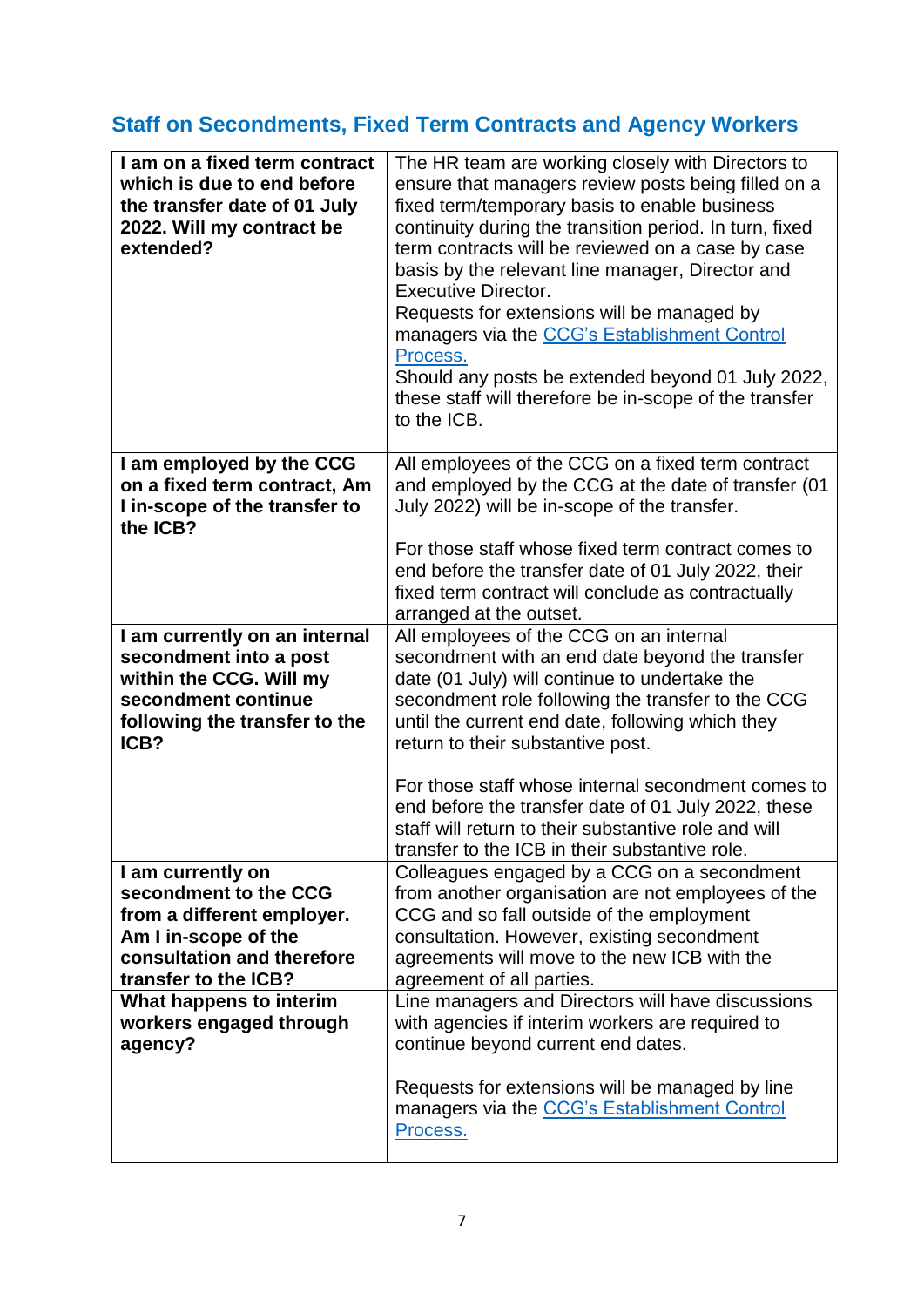## Staff on Secondments, Fixed Term Contracts and Agency Workers

| | |
|---|---|
| **I am on a fixed term contract which is due to end before the transfer date of 01 July 2022. Will my contract be extended?** | The HR team are working closely with Directors to ensure that managers review posts being filled on a fixed term/temporary basis to enable business continuity during the transition period. In turn, fixed term contracts will be reviewed on a case by case basis by the relevant line manager, Director and Executive Director.<br>Requests for extensions will be managed by managers via the CCG's Establishment Control Process.<br>Should any posts be extended beyond 01 July 2022, these staff will therefore be in-scope of the transfer to the ICB. |
| **I am employed by the CCG on a fixed term contract, Am I in-scope of the transfer to the ICB?** | All employees of the CCG on a fixed term contract and employed by the CCG at the date of transfer (01 July 2022) will be in-scope of the transfer.<br><br>For those staff whose fixed term contract comes to end before the transfer date of 01 July 2022, their fixed term contract will conclude as contractually arranged at the outset. |
| **I am currently on an internal secondment into a post within the CCG. Will my secondment continue following the transfer to the ICB?** | All employees of the CCG on an internal secondment with an end date beyond the transfer date (01 July) will continue to undertake the secondment role following the transfer to the CCG until the current end date, following which they return to their substantive post.<br><br>For those staff whose internal secondment comes to end before the transfer date of 01 July 2022, these staff will return to their substantive role and will transfer to the ICB in their substantive role. |
| **I am currently on secondment to the CCG from a different employer. Am I in-scope of the consultation and therefore transfer to the ICB?** | Colleagues engaged by a CCG on a secondment from another organisation are not employees of the CCG and so fall outside of the employment consultation. However, existing secondment agreements will move to the new ICB with the agreement of all parties. |
| **What happens to interim workers engaged through agency?** | Line managers and Directors will have discussions with agencies if interim workers are required to continue beyond current end dates.<br><br>Requests for extensions will be managed by line managers via the CCG's Establishment Control Process. |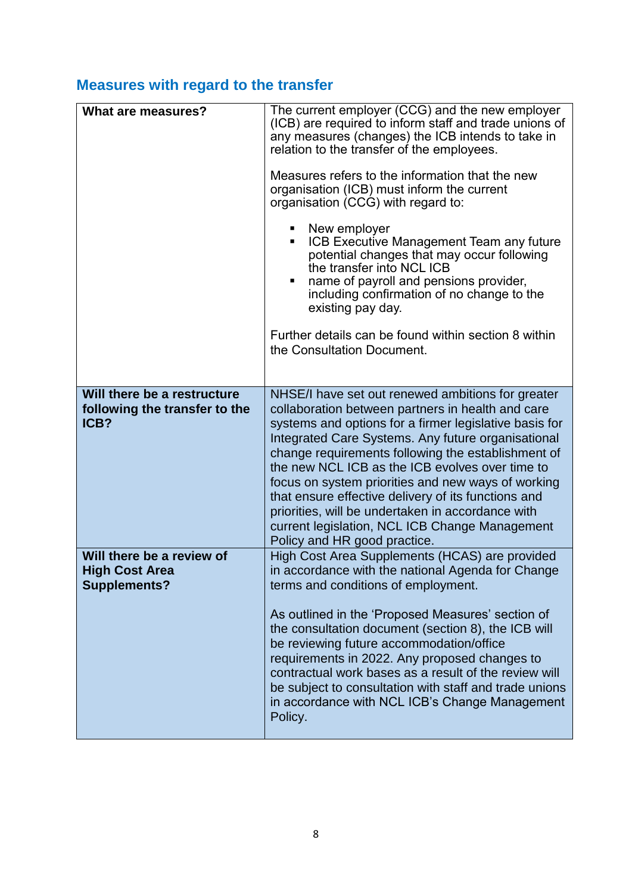## Measures with regard to the transfer

| | |
|---|---|
| **What are measures?** | The current employer (CCG) and the new employer (ICB) are required to inform staff and trade unions of any measures (changes) the ICB intends to take in relation to the transfer of the employees.<br><br>Measures refers to the information that the new organisation (ICB) must inform the current organisation (CCG) with regard to:<br><br>▪ New employer<br>▪ ICB Executive Management Team any future potential changes that may occur following the transfer into NCL ICB<br>▪ name of payroll and pensions provider, including confirmation of no change to the existing pay day.<br><br>Further details can be found within section 8 within the Consultation Document. |
| **Will there be a restructure following the transfer to the ICB?** | NHSE/I have set out renewed ambitions for greater collaboration between partners in health and care systems and options for a firmer legislative basis for Integrated Care Systems. Any future organisational change requirements following the establishment of the new NCL ICB as the ICB evolves over time to focus on system priorities and new ways of working that ensure effective delivery of its functions and priorities, will be undertaken in accordance with current legislation, NCL ICB Change Management Policy and HR good practice. |
| **Will there be a review of High Cost Area Supplements?** | High Cost Area Supplements (HCAS) are provided in accordance with the national Agenda for Change terms and conditions of employment.<br><br>As outlined in the 'Proposed Measures' section of the consultation document (section 8), the ICB will be reviewing future accommodation/office requirements in 2022. Any proposed changes to contractual work bases as a result of the review will be subject to consultation with staff and trade unions in accordance with NCL ICB's Change Management Policy. |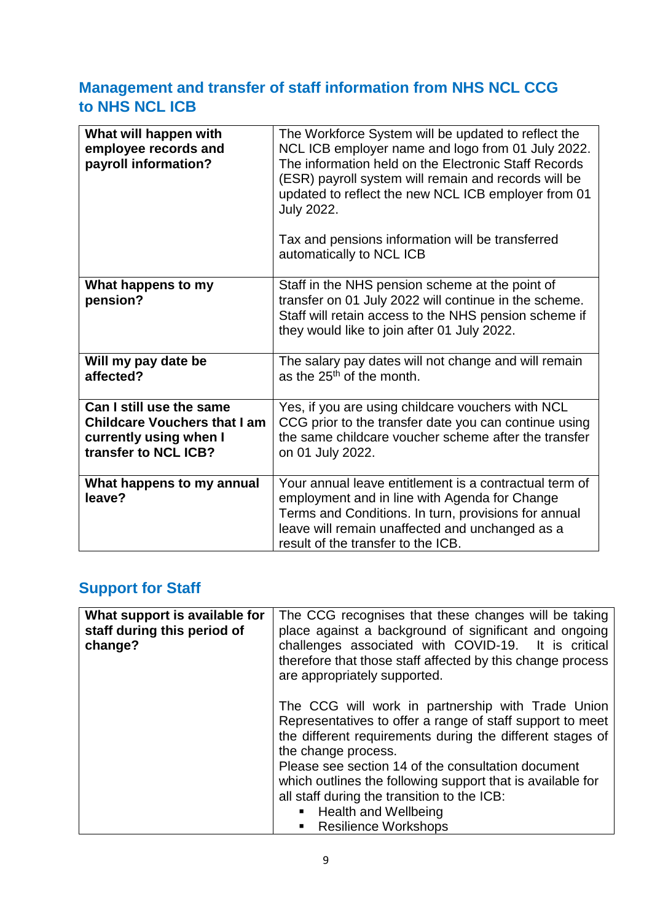## Management and transfer of staff information from NHS NCL CCG to NHS NCL ICB

| | |
|---|---|
| **What will happen with employee records and payroll information?** | The Workforce System will be updated to reflect the NCL ICB employer name and logo from 01 July 2022. The information held on the Electronic Staff Records (ESR) payroll system will remain and records will be updated to reflect the new NCL ICB employer from 01 July 2022.<br><br>Tax and pensions information will be transferred automatically to NCL ICB |
| **What happens to my pension?** | Staff in the NHS pension scheme at the point of transfer on 01 July 2022 will continue in the scheme. Staff will retain access to the NHS pension scheme if they would like to join after 01 July 2022. |
| **Will my pay date be affected?** | The salary pay dates will not change and will remain as the 25th of the month. |
| **Can I still use the same Childcare Vouchers that I am currently using when I transfer to NCL ICB?** | Yes, if you are using childcare vouchers with NCL CCG prior to the transfer date you can continue using the same childcare voucher scheme after the transfer on 01 July 2022. |
| **What happens to my annual leave?** | Your annual leave entitlement is a contractual term of employment and in line with Agenda for Change Terms and Conditions. In turn, provisions for annual leave will remain unaffected and unchanged as a result of the transfer to the ICB. |

## Support for Staff

| | |
|---|---|
| **What support is available for staff during this period of change?** | The CCG recognises that these changes will be taking place against a background of significant and ongoing challenges associated with COVID-19. It is critical therefore that those staff affected by this change process are appropriately supported.<br><br>The CCG will work in partnership with Trade Union Representatives to offer a range of staff support to meet the different requirements during the different stages of the change process.<br>Please see section 14 of the consultation document which outlines the following support that is available for all staff during the transition to the ICB:<br>▪ Health and Wellbeing<br>▪ Resilience Workshops |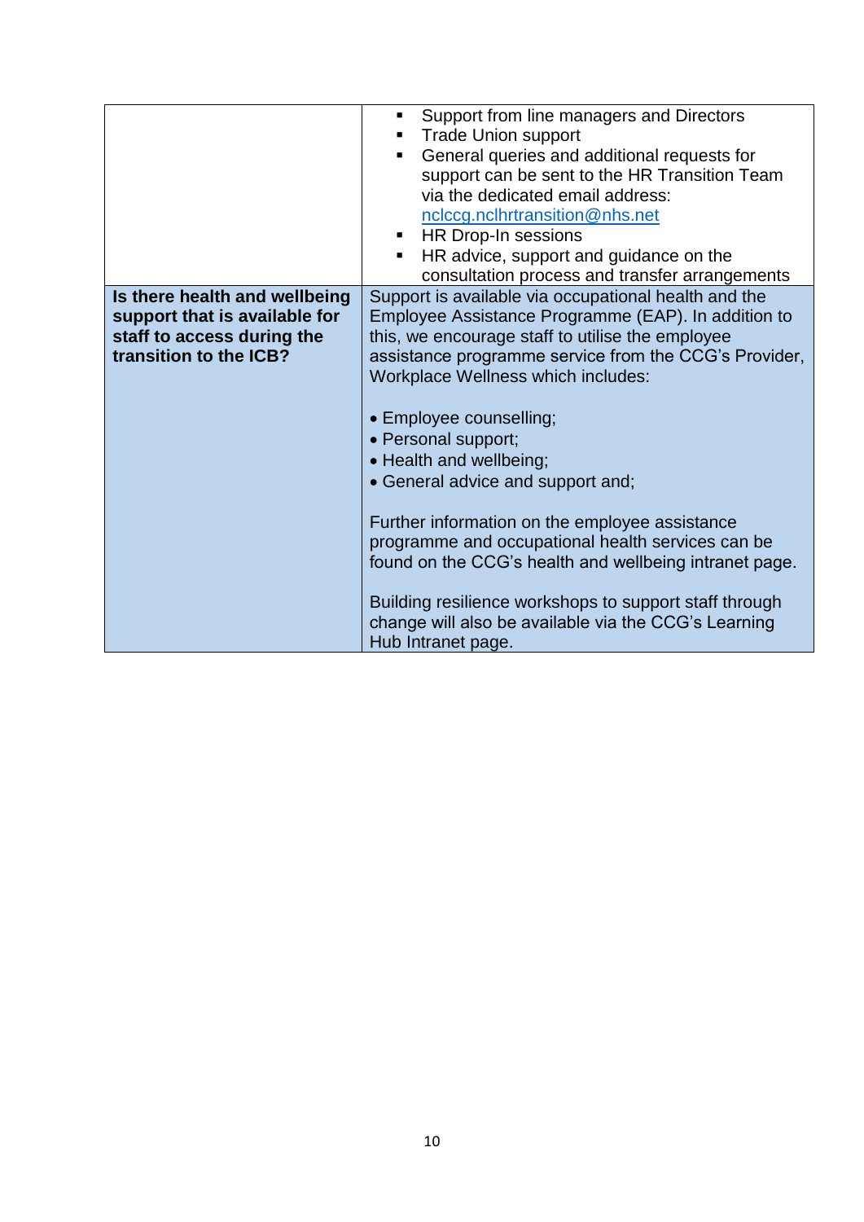| | |
|---|---|
| | ▪ Support from line managers and Directors<br>▪ Trade Union support<br>▪ General queries and additional requests for support can be sent to the HR Transition Team via the dedicated email address: nclccg.nclhrtransition@nhs.net<br>▪ HR Drop-In sessions<br>▪ HR advice, support and guidance on the consultation process and transfer arrangements |
| **Is there health and wellbeing support that is available for staff to access during the transition to the ICB?** | Support is available via occupational health and the Employee Assistance Programme (EAP). In addition to this, we encourage staff to utilise the employee assistance programme service from the CCG's Provider, Workplace Wellness which includes:<br><br>• Employee counselling;<br>• Personal support;<br>• Health and wellbeing;<br>• General advice and support and;<br><br>Further information on the employee assistance programme and occupational health services can be found on the CCG's health and wellbeing intranet page.<br><br>Building resilience workshops to support staff through change will also be available via the CCG's Learning Hub Intranet page. |